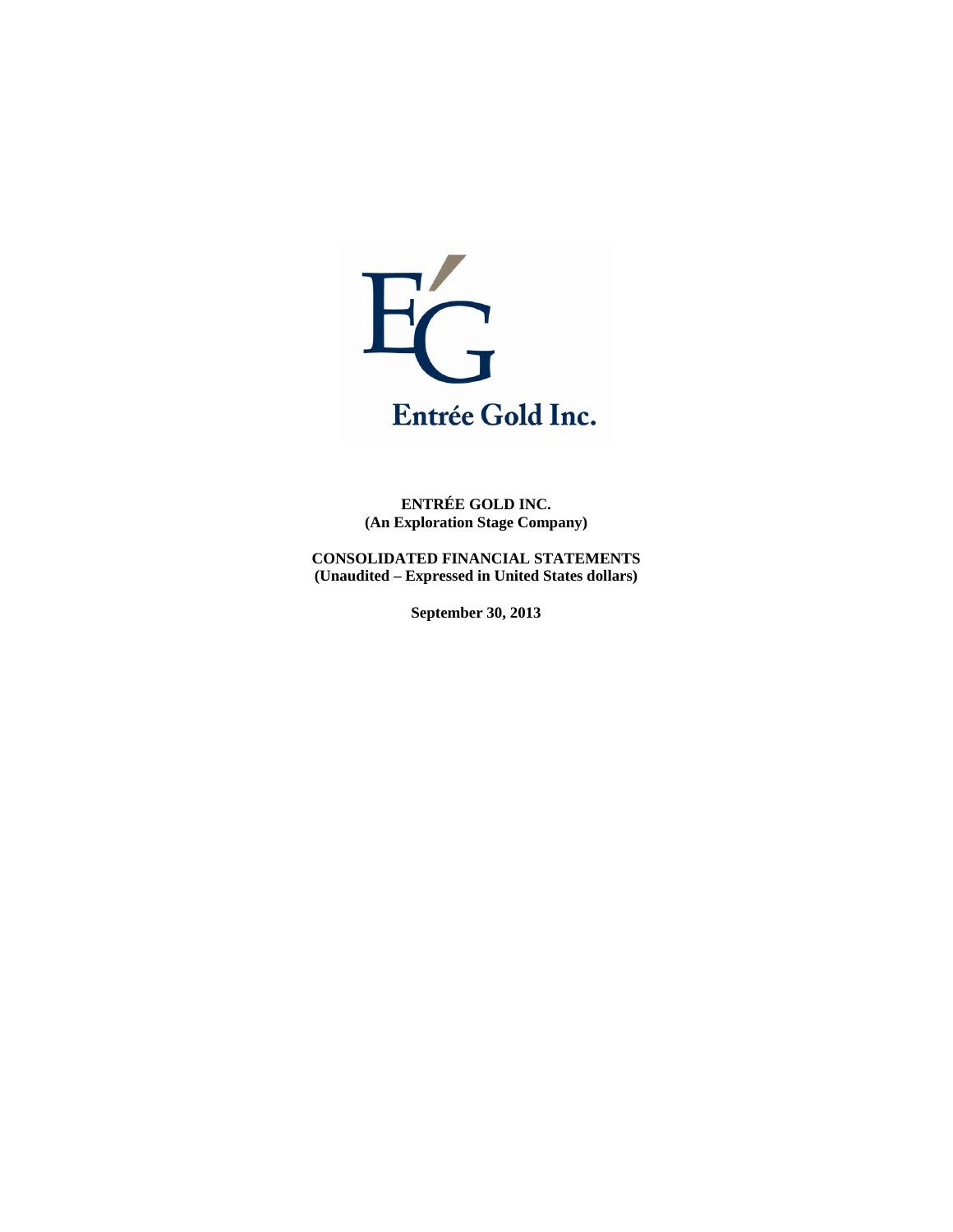Entrée Gold Inc.

**ENTRÉE GOLD INC.**
**(An Exploration Stage Company)**

**CONSOLIDATED FINANCIAL STATEMENTS**
**(Unaudited – Expressed in United States dollars)**

**September 30, 2013**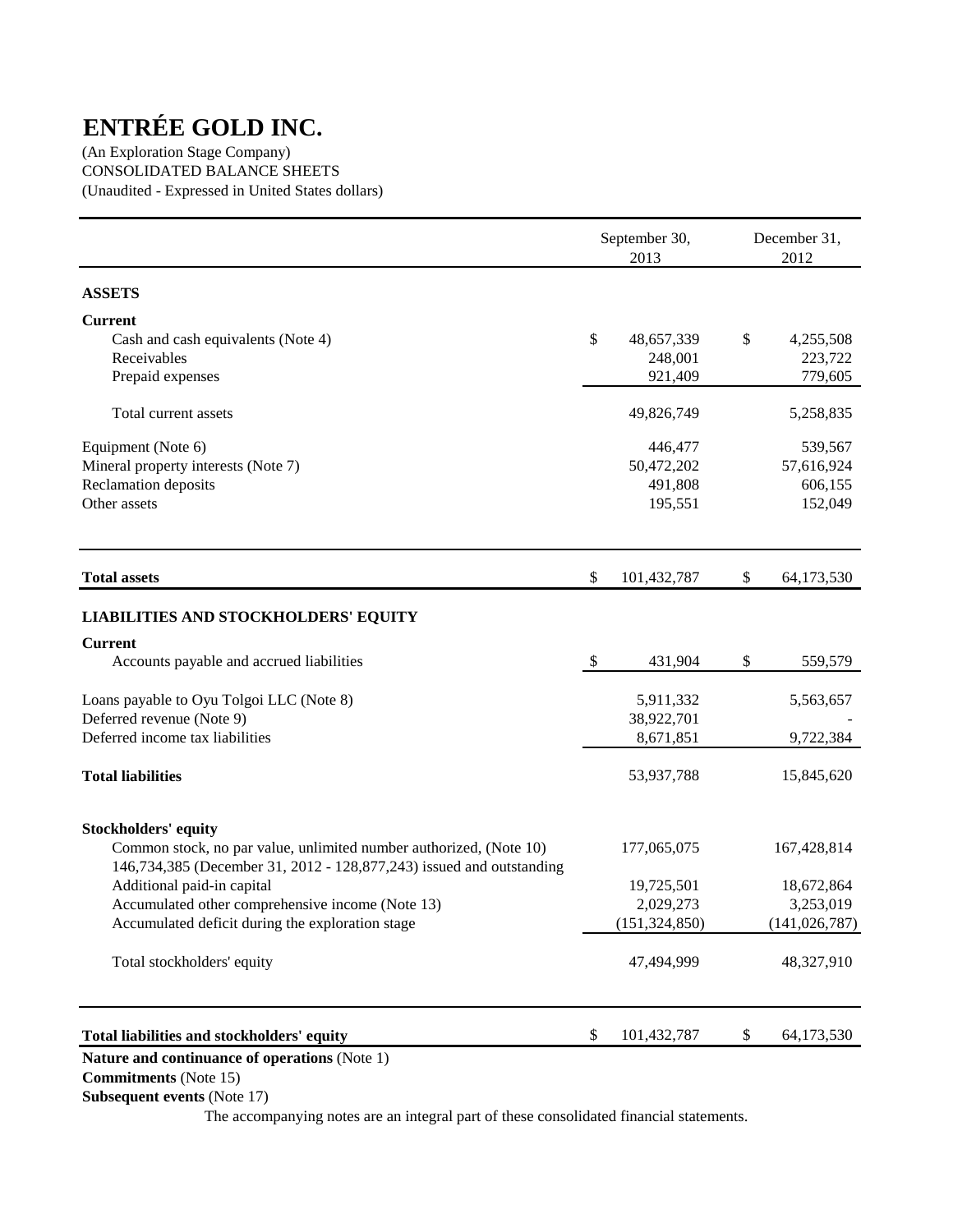# ENTRÉE GOLD INC.

(An Exploration Stage Company)
CONSOLIDATED BALANCE SHEETS
(Unaudited - Expressed in United States dollars)

| | September 30, 2013 | December 31, 2012 |
|---|---|---|
| **ASSETS** | | |
| **Current** | | |
| Cash and cash equivalents (Note 4) | $ 48,657,339 | $ 4,255,508 |
| Receivables | 248,001 | 223,722 |
| Prepaid expenses | 921,409 | 779,605 |
| Total current assets | 49,826,749 | 5,258,835 |
| Equipment (Note 6) | 446,477 | 539,567 |
| Mineral property interests (Note 7) | 50,472,202 | 57,616,924 |
| Reclamation deposits | 491,808 | 606,155 |
| Other assets | 195,551 | 152,049 |
| **Total assets** | $ 101,432,787 | $ 64,173,530 |
| **LIABILITIES AND STOCKHOLDERS' EQUITY** | | |
| **Current** | | |
| Accounts payable and accrued liabilities | $ 431,904 | $ 559,579 |
| Loans payable to Oyu Tolgoi LLC (Note 8) | 5,911,332 | 5,563,657 |
| Deferred revenue (Note 9) | 38,922,701 | - |
| Deferred income tax liabilities | 8,671,851 | 9,722,384 |
| **Total liabilities** | 53,937,788 | 15,845,620 |
| **Stockholders' equity** | | |
| Common stock, no par value, unlimited number authorized, (Note 10) 146,734,385 (December 31, 2012 - 128,877,243) issued and outstanding | 177,065,075 | 167,428,814 |
| Additional paid-in capital | 19,725,501 | 18,672,864 |
| Accumulated other comprehensive income (Note 13) | 2,029,273 | 3,253,019 |
| Accumulated deficit during the exploration stage | (151,324,850) | (141,026,787) |
| Total stockholders' equity | 47,494,999 | 48,327,910 |
| **Total liabilities and stockholders' equity** | $ 101,432,787 | $ 64,173,530 |

**Nature and continuance of operations** (Note 1)
**Commitments** (Note 15)
**Subsequent events** (Note 17)

The accompanying notes are an integral part of these consolidated financial statements.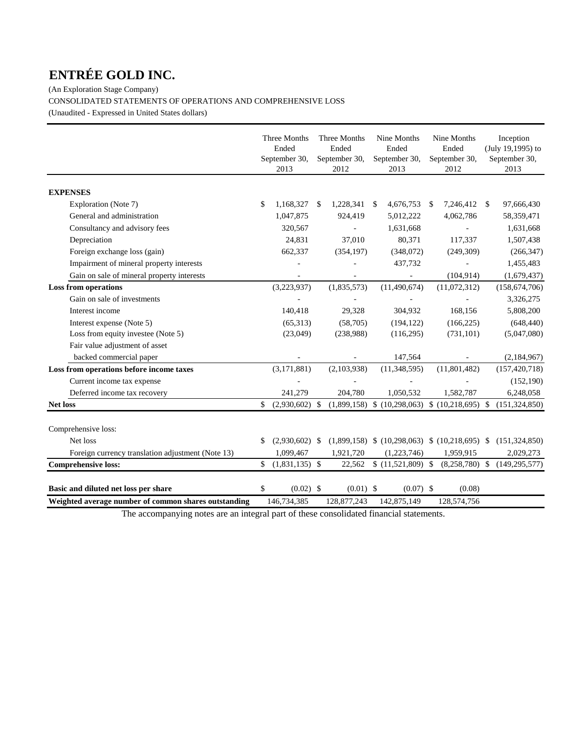# ENTRÉE GOLD INC.

(An Exploration Stage Company)

CONSOLIDATED STATEMENTS OF OPERATIONS AND COMPREHENSIVE LOSS

(Unaudited - Expressed in United States dollars)

| | Three Months Ended September 30, 2013 | Three Months Ended September 30, 2012 | Nine Months Ended September 30, 2013 | Nine Months Ended September 30, 2012 | Inception (July 19,1995) to September 30, 2013 |
|---|---|---|---|---|---|
| **EXPENSES** | | | | | |
| Exploration (Note 7) | $ 1,168,327 | $ 1,228,341 | $ 4,676,753 | $ 7,246,412 | $ 97,666,430 |
| General and administration | 1,047,875 | 924,419 | 5,012,222 | 4,062,786 | 58,359,471 |
| Consultancy and advisory fees | 320,567 | - | 1,631,668 | - | 1,631,668 |
| Depreciation | 24,831 | 37,010 | 80,371 | 117,337 | 1,507,438 |
| Foreign exchange loss (gain) | 662,337 | (354,197) | (348,072) | (249,309) | (266,347) |
| Impairment of mineral property interests | - | - | 437,732 | - | 1,455,483 |
| Gain on sale of mineral property interests | - | - | - | (104,914) | (1,679,437) |
| **Loss from operations** | (3,223,937) | (1,835,573) | (11,490,674) | (11,072,312) | (158,674,706) |
| Gain on sale of investments | - | - | - | - | 3,326,275 |
| Interest income | 140,418 | 29,328 | 304,932 | 168,156 | 5,808,200 |
| Interest expense (Note 5) | (65,313) | (58,705) | (194,122) | (166,225) | (648,440) |
| Loss from equity investee (Note 5) | (23,049) | (238,988) | (116,295) | (731,101) | (5,047,080) |
| Fair value adjustment of asset backed commercial paper | - | - | 147,564 | - | (2,184,967) |
| **Loss from operations before income taxes** | (3,171,881) | (2,103,938) | (11,348,595) | (11,801,482) | (157,420,718) |
| Current income tax expense | - | - | - | - | (152,190) |
| Deferred income tax recovery | 241,279 | 204,780 | 1,050,532 | 1,582,787 | 6,248,058 |
| **Net loss** | $ (2,930,602) | $ (1,899,158) | $ (10,298,063) | $ (10,218,695) | $ (151,324,850) |
| | | | | | |
| Comprehensive loss: | | | | | |
| Net loss | $ (2,930,602) | $ (1,899,158) | $ (10,298,063) | $ (10,218,695) | $ (151,324,850) |
| Foreign currency translation adjustment (Note 13) | 1,099,467 | 1,921,720 | (1,223,746) | 1,959,915 | 2,029,273 |
| **Comprehensive loss:** | $ (1,831,135) | $ 22,562 | $ (11,521,809) | $ (8,258,780) | $ (149,295,577) |
| | | | | | |
| **Basic and diluted net loss per share** | $ (0.02) | $ (0.01) | $ (0.07) | $ (0.08) | |
| **Weighted average number of common shares outstanding** | 146,734,385 | 128,877,243 | 142,875,149 | 128,574,756 | |

The accompanying notes are an integral part of these consolidated financial statements.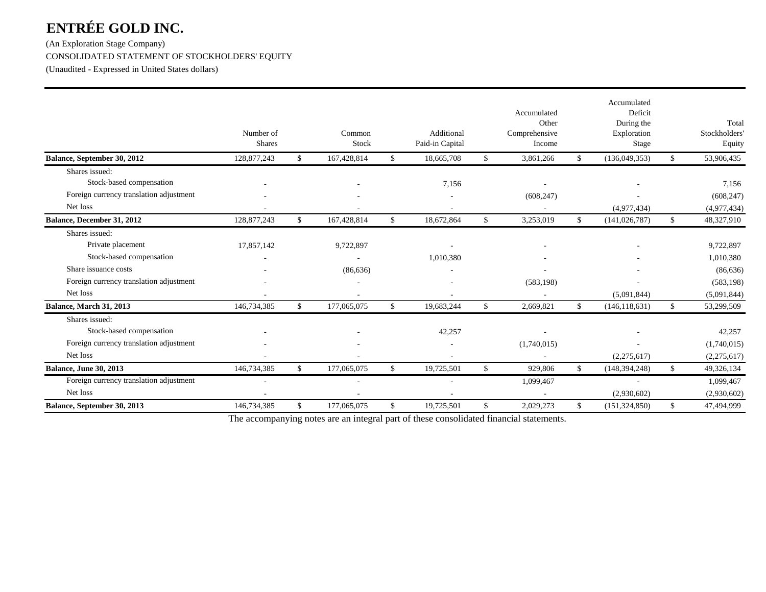# ENTRÉE GOLD INC.

(An Exploration Stage Company)

CONSOLIDATED STATEMENT OF STOCKHOLDERS' EQUITY

(Unaudited - Expressed in United States dollars)

| | Number of Shares | Common Stock | Additional Paid-in Capital | Accumulated Other Comprehensive Income | Accumulated Deficit During the Exploration Stage | Total Stockholders' Equity |
|---|---|---|---|---|---|---|
| **Balance, September 30, 2012** | 128,877,243 | $ 167,428,814 | $ 18,665,708 | $ 3,861,266 | $ (136,049,353) | $ 53,906,435 |
| Shares issued: | | | | | | |
| Stock-based compensation | - | - | 7,156 | - | - | 7,156 |
| Foreign currency translation adjustment | - | - | - | (608,247) | - | (608,247) |
| Net loss | - | - | - | - | (4,977,434) | (4,977,434) |
| **Balance, December 31, 2012** | 128,877,243 | $ 167,428,814 | $ 18,672,864 | $ 3,253,019 | $ (141,026,787) | $ 48,327,910 |
| Shares issued: | | | | | | |
| Private placement | 17,857,142 | 9,722,897 | - | - | - | 9,722,897 |
| Stock-based compensation | - | - | 1,010,380 | - | - | 1,010,380 |
| Share issuance costs | - | (86,636) | - | - | - | (86,636) |
| Foreign currency translation adjustment | - | - | - | (583,198) | - | (583,198) |
| Net loss | - | - | - | - | (5,091,844) | (5,091,844) |
| **Balance, March 31, 2013** | 146,734,385 | $ 177,065,075 | $ 19,683,244 | $ 2,669,821 | $ (146,118,631) | $ 53,299,509 |
| Shares issued: | | | | | | |
| Stock-based compensation | - | - | 42,257 | - | - | 42,257 |
| Foreign currency translation adjustment | - | - | - | (1,740,015) | - | (1,740,015) |
| Net loss | - | - | - | - | (2,275,617) | (2,275,617) |
| **Balance, June 30, 2013** | 146,734,385 | $ 177,065,075 | $ 19,725,501 | $ 929,806 | $ (148,394,248) | $ 49,326,134 |
| Foreign currency translation adjustment | - | - | - | 1,099,467 | - | 1,099,467 |
| Net loss | - | - | - | - | (2,930,602) | (2,930,602) |
| **Balance, September 30, 2013** | 146,734,385 | $ 177,065,075 | $ 19,725,501 | $ 2,029,273 | $ (151,324,850) | $ 47,494,999 |

The accompanying notes are an integral part of these consolidated financial statements.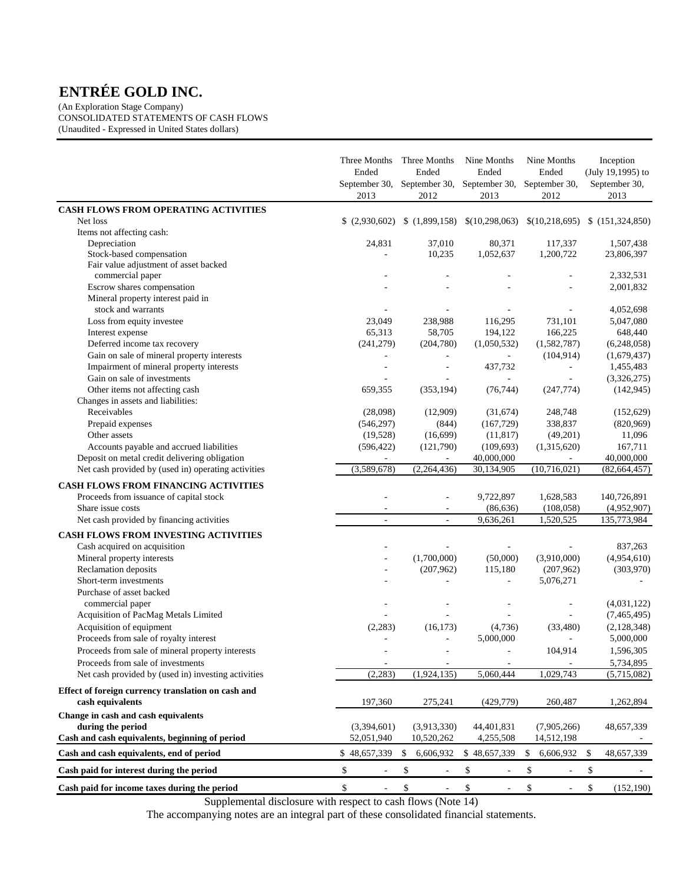# ENTRÉE GOLD INC.

(An Exploration Stage Company)
CONSOLIDATED STATEMENTS OF CASH FLOWS
(Unaudited - Expressed in United States dollars)

| | Three Months Ended September 30, 2013 | Three Months Ended September 30, 2012 | Nine Months Ended September 30, 2013 | Nine Months Ended September 30, 2012 | Inception (July 19,1995) to September 30, 2013 |
|---|---|---|---|---|---|
| **CASH FLOWS FROM OPERATING ACTIVITIES** | | | | | |
| Net loss | $ (2,930,602) | $ (1,899,158) | $(10,298,063) | $(10,218,695) | $ (151,324,850) |
| Items not affecting cash: | | | | | |
| Depreciation | 24,831 | 37,010 | 80,371 | 117,337 | 1,507,438 |
| Stock-based compensation | - | 10,235 | 1,052,637 | 1,200,722 | 23,806,397 |
| Fair value adjustment of asset backed commercial paper | - | - | - | - | 2,332,531 |
| Escrow shares compensation | - | - | - | - | 2,001,832 |
| Mineral property interest paid in stock and warrants | - | - | - | - | 4,052,698 |
| Loss from equity investee | 23,049 | 238,988 | 116,295 | 731,101 | 5,047,080 |
| Interest expense | 65,313 | 58,705 | 194,122 | 166,225 | 648,440 |
| Deferred income tax recovery | (241,279) | (204,780) | (1,050,532) | (1,582,787) | (6,248,058) |
| Gain on sale of mineral property interests | - | - | - | (104,914) | (1,679,437) |
| Impairment of mineral property interests | - | - | 437,732 | - | 1,455,483 |
| Gain on sale of investments | - | - | - | - | (3,326,275) |
| Other items not affecting cash | 659,355 | (353,194) | (76,744) | (247,774) | (142,945) |
| Changes in assets and liabilities: | | | | | |
| Receivables | (28,098) | (12,909) | (31,674) | 248,748 | (152,629) |
| Prepaid expenses | (546,297) | (844) | (167,729) | 338,837 | (820,969) |
| Other assets | (19,528) | (16,699) | (11,817) | (49,201) | 11,096 |
| Accounts payable and accrued liabilities | (596,422) | (121,790) | (109,693) | (1,315,620) | 167,711 |
| Deposit on metal credit delivering obligation | - | - | 40,000,000 | - | 40,000,000 |
| Net cash provided by (used in) operating activities | (3,589,678) | (2,264,436) | 30,134,905 | (10,716,021) | (82,664,457) |
| **CASH FLOWS FROM FINANCING ACTIVITIES** | | | | | |
| Proceeds from issuance of capital stock | - | - | 9,722,897 | 1,628,583 | 140,726,891 |
| Share issue costs | - | - | (86,636) | (108,058) | (4,952,907) |
| Net cash provided by financing activities | - | - | 9,636,261 | 1,520,525 | 135,773,984 |
| **CASH FLOWS FROM INVESTING ACTIVITIES** | | | | | |
| Cash acquired on acquisition | - | - | - | - | 837,263 |
| Mineral property interests | - | (1,700,000) | (50,000) | (3,910,000) | (4,954,610) |
| Reclamation deposits | - | (207,962) | 115,180 | (207,962) | (303,970) |
| Short-term investments | - | - | - | 5,076,271 | - |
| Purchase of asset backed commercial paper | - | - | - | - | (4,031,122) |
| Acquisition of PacMag Metals Limited | - | - | - | - | (7,465,495) |
| Acquisition of equipment | (2,283) | (16,173) | (4,736) | (33,480) | (2,128,348) |
| Proceeds from sale of royalty interest | - | - | 5,000,000 | - | 5,000,000 |
| Proceeds from sale of mineral property interests | - | - | - | 104,914 | 1,596,305 |
| Proceeds from sale of investments | - | - | - | - | 5,734,895 |
| Net cash provided by (used in) investing activities | (2,283) | (1,924,135) | 5,060,444 | 1,029,743 | (5,715,082) |
| **Effect of foreign currency translation on cash and cash equivalents** | 197,360 | 275,241 | (429,779) | 260,487 | 1,262,894 |
| **Change in cash and cash equivalents during the period** | (3,394,601) | (3,913,330) | 44,401,831 | (7,905,266) | 48,657,339 |
| **Cash and cash equivalents, beginning of period** | 52,051,940 | 10,520,262 | 4,255,508 | 14,512,198 | - |
| **Cash and cash equivalents, end of period** | $ 48,657,339 | $ 6,606,932 | $ 48,657,339 | $ 6,606,932 | $ 48,657,339 |
| **Cash paid for interest during the period** | $ - | $ - | $ - | $ - | $ - |
| **Cash paid for income taxes during the period** | $ - | $ - | $ - | $ - | $ (152,190) |

Supplemental disclosure with respect to cash flows (Note 14)

The accompanying notes are an integral part of these consolidated financial statements.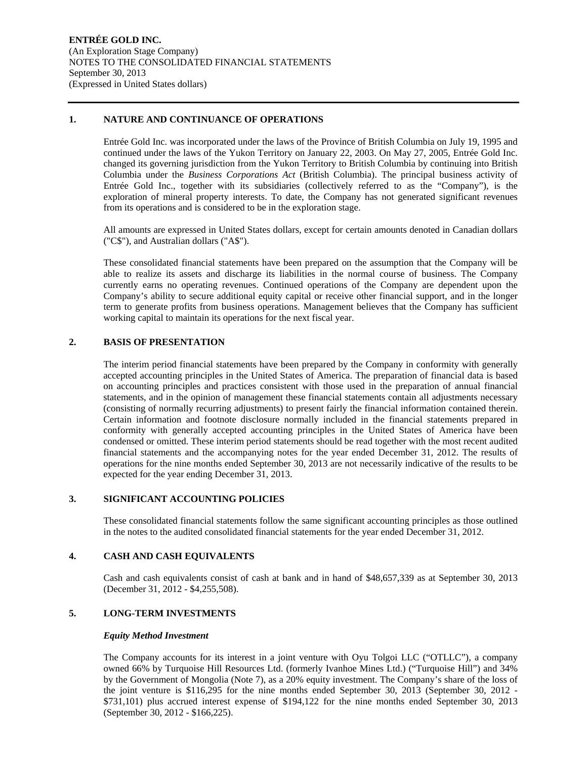**ENTRÉE GOLD INC.**
(An Exploration Stage Company)
NOTES TO THE CONSOLIDATED FINANCIAL STATEMENTS
September 30, 2013
(Expressed in United States dollars)

## 1. NATURE AND CONTINUANCE OF OPERATIONS

Entrée Gold Inc. was incorporated under the laws of the Province of British Columbia on July 19, 1995 and continued under the laws of the Yukon Territory on January 22, 2003. On May 27, 2005, Entrée Gold Inc. changed its governing jurisdiction from the Yukon Territory to British Columbia by continuing into British Columbia under the *Business Corporations Act* (British Columbia). The principal business activity of Entrée Gold Inc., together with its subsidiaries (collectively referred to as the "Company"), is the exploration of mineral property interests. To date, the Company has not generated significant revenues from its operations and is considered to be in the exploration stage.

All amounts are expressed in United States dollars, except for certain amounts denoted in Canadian dollars ("C$"), and Australian dollars ("A$").

These consolidated financial statements have been prepared on the assumption that the Company will be able to realize its assets and discharge its liabilities in the normal course of business. The Company currently earns no operating revenues. Continued operations of the Company are dependent upon the Company's ability to secure additional equity capital or receive other financial support, and in the longer term to generate profits from business operations. Management believes that the Company has sufficient working capital to maintain its operations for the next fiscal year.

## 2. BASIS OF PRESENTATION

The interim period financial statements have been prepared by the Company in conformity with generally accepted accounting principles in the United States of America. The preparation of financial data is based on accounting principles and practices consistent with those used in the preparation of annual financial statements, and in the opinion of management these financial statements contain all adjustments necessary (consisting of normally recurring adjustments) to present fairly the financial information contained therein. Certain information and footnote disclosure normally included in the financial statements prepared in conformity with generally accepted accounting principles in the United States of America have been condensed or omitted. These interim period statements should be read together with the most recent audited financial statements and the accompanying notes for the year ended December 31, 2012. The results of operations for the nine months ended September 30, 2013 are not necessarily indicative of the results to be expected for the year ending December 31, 2013.

## 3. SIGNIFICANT ACCOUNTING POLICIES

These consolidated financial statements follow the same significant accounting principles as those outlined in the notes to the audited consolidated financial statements for the year ended December 31, 2012.

## 4. CASH AND CASH EQUIVALENTS

Cash and cash equivalents consist of cash at bank and in hand of $48,657,339 as at September 30, 2013 (December 31, 2012 - $4,255,508).

## 5. LONG-TERM INVESTMENTS

***Equity Method Investment***

The Company accounts for its interest in a joint venture with Oyu Tolgoi LLC ("OTLLC"), a company owned 66% by Turquoise Hill Resources Ltd. (formerly Ivanhoe Mines Ltd.) ("Turquoise Hill") and 34% by the Government of Mongolia (Note 7), as a 20% equity investment. The Company's share of the loss of the joint venture is $116,295 for the nine months ended September 30, 2013 (September 30, 2012 - $731,101) plus accrued interest expense of $194,122 for the nine months ended September 30, 2013 (September 30, 2012 - $166,225).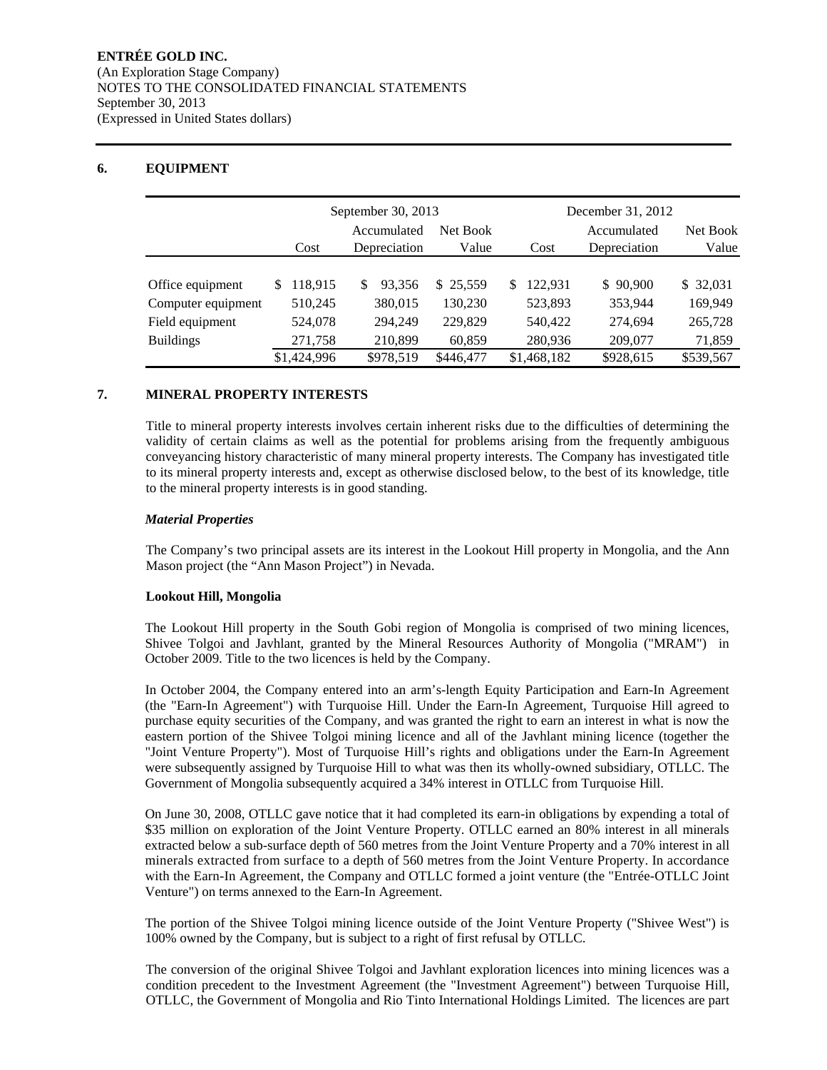## 6. EQUIPMENT

| | September 30, 2013 | | | December 31, 2012 | | |
|---|---|---|---|---|---|---|
| | Cost | Accumulated Depreciation | Net Book Value | Cost | Accumulated Depreciation | Net Book Value |
| Office equipment | $ 118,915 | $ 93,356 | $ 25,559 | $ 122,931 | $ 90,900 | $ 32,031 |
| Computer equipment | 510,245 | 380,015 | 130,230 | 523,893 | 353,944 | 169,949 |
| Field equipment | 524,078 | 294,249 | 229,829 | 540,422 | 274,694 | 265,728 |
| Buildings | 271,758 | 210,899 | 60,859 | 280,936 | 209,077 | 71,859 |
| | $1,424,996 | $978,519 | $446,477 | $1,468,182 | $928,615 | $539,567 |

## 7. MINERAL PROPERTY INTERESTS

Title to mineral property interests involves certain inherent risks due to the difficulties of determining the validity of certain claims as well as the potential for problems arising from the frequently ambiguous conveyancing history characteristic of many mineral property interests. The Company has investigated title to its mineral property interests and, except as otherwise disclosed below, to the best of its knowledge, title to the mineral property interests is in good standing.

***Material Properties***

The Company's two principal assets are its interest in the Lookout Hill property in Mongolia, and the Ann Mason project (the "Ann Mason Project") in Nevada.

**Lookout Hill, Mongolia**

The Lookout Hill property in the South Gobi region of Mongolia is comprised of two mining licences, Shivee Tolgoi and Javhlant, granted by the Mineral Resources Authority of Mongolia ("MRAM") in October 2009. Title to the two licences is held by the Company.

In October 2004, the Company entered into an arm's-length Equity Participation and Earn-In Agreement (the "Earn-In Agreement") with Turquoise Hill. Under the Earn-In Agreement, Turquoise Hill agreed to purchase equity securities of the Company, and was granted the right to earn an interest in what is now the eastern portion of the Shivee Tolgoi mining licence and all of the Javhlant mining licence (together the "Joint Venture Property"). Most of Turquoise Hill's rights and obligations under the Earn-In Agreement were subsequently assigned by Turquoise Hill to what was then its wholly-owned subsidiary, OTLLC. The Government of Mongolia subsequently acquired a 34% interest in OTLLC from Turquoise Hill.

On June 30, 2008, OTLLC gave notice that it had completed its earn-in obligations by expending a total of $35 million on exploration of the Joint Venture Property. OTLLC earned an 80% interest in all minerals extracted below a sub-surface depth of 560 metres from the Joint Venture Property and a 70% interest in all minerals extracted from surface to a depth of 560 metres from the Joint Venture Property. In accordance with the Earn-In Agreement, the Company and OTLLC formed a joint venture (the "Entrée-OTLLC Joint Venture") on terms annexed to the Earn-In Agreement.

The portion of the Shivee Tolgoi mining licence outside of the Joint Venture Property ("Shivee West") is 100% owned by the Company, but is subject to a right of first refusal by OTLLC.

The conversion of the original Shivee Tolgoi and Javhlant exploration licences into mining licences was a condition precedent to the Investment Agreement (the "Investment Agreement") between Turquoise Hill, OTLLC, the Government of Mongolia and Rio Tinto International Holdings Limited. The licences are part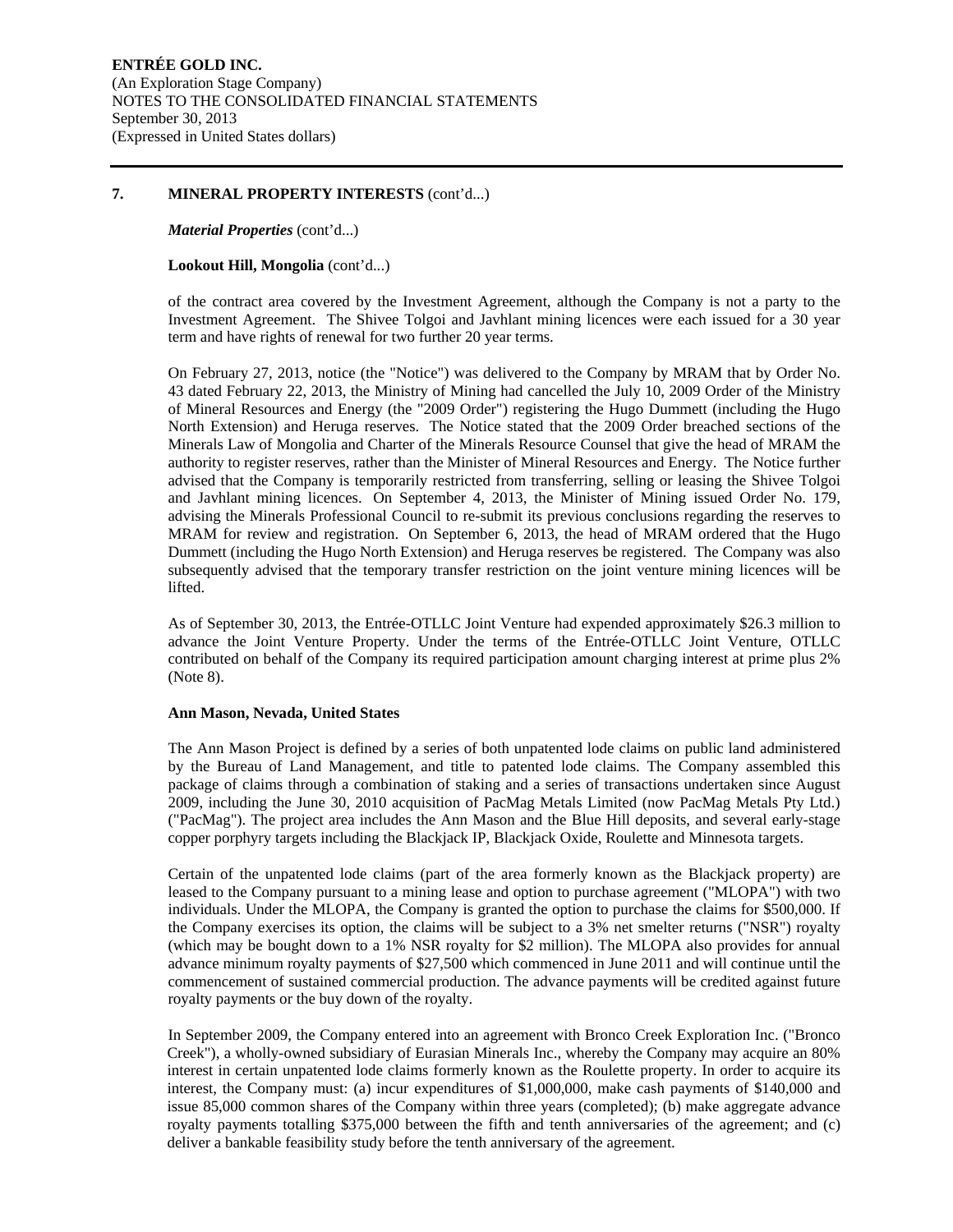## 7. MINERAL PROPERTY INTERESTS (cont'd...)

***Material Properties*** (cont'd...)

**Lookout Hill, Mongolia** (cont'd...)

of the contract area covered by the Investment Agreement, although the Company is not a party to the Investment Agreement. The Shivee Tolgoi and Javhlant mining licences were each issued for a 30 year term and have rights of renewal for two further 20 year terms.

On February 27, 2013, notice (the "Notice") was delivered to the Company by MRAM that by Order No. 43 dated February 22, 2013, the Ministry of Mining had cancelled the July 10, 2009 Order of the Ministry of Mineral Resources and Energy (the "2009 Order") registering the Hugo Dummett (including the Hugo North Extension) and Heruga reserves. The Notice stated that the 2009 Order breached sections of the Minerals Law of Mongolia and Charter of the Minerals Resource Counsel that give the head of MRAM the authority to register reserves, rather than the Minister of Mineral Resources and Energy. The Notice further advised that the Company is temporarily restricted from transferring, selling or leasing the Shivee Tolgoi and Javhlant mining licences. On September 4, 2013, the Minister of Mining issued Order No. 179, advising the Minerals Professional Council to re-submit its previous conclusions regarding the reserves to MRAM for review and registration. On September 6, 2013, the head of MRAM ordered that the Hugo Dummett (including the Hugo North Extension) and Heruga reserves be registered. The Company was also subsequently advised that the temporary transfer restriction on the joint venture mining licences will be lifted.

As of September 30, 2013, the Entrée-OTLLC Joint Venture had expended approximately $26.3 million to advance the Joint Venture Property. Under the terms of the Entrée-OTLLC Joint Venture, OTLLC contributed on behalf of the Company its required participation amount charging interest at prime plus 2% (Note 8).

**Ann Mason, Nevada, United States**

The Ann Mason Project is defined by a series of both unpatented lode claims on public land administered by the Bureau of Land Management, and title to patented lode claims. The Company assembled this package of claims through a combination of staking and a series of transactions undertaken since August 2009, including the June 30, 2010 acquisition of PacMag Metals Limited (now PacMag Metals Pty Ltd.) ("PacMag"). The project area includes the Ann Mason and the Blue Hill deposits, and several early-stage copper porphyry targets including the Blackjack IP, Blackjack Oxide, Roulette and Minnesota targets.

Certain of the unpatented lode claims (part of the area formerly known as the Blackjack property) are leased to the Company pursuant to a mining lease and option to purchase agreement ("MLOPA") with two individuals. Under the MLOPA, the Company is granted the option to purchase the claims for $500,000. If the Company exercises its option, the claims will be subject to a 3% net smelter returns ("NSR") royalty (which may be bought down to a 1% NSR royalty for $2 million). The MLOPA also provides for annual advance minimum royalty payments of $27,500 which commenced in June 2011 and will continue until the commencement of sustained commercial production. The advance payments will be credited against future royalty payments or the buy down of the royalty.

In September 2009, the Company entered into an agreement with Bronco Creek Exploration Inc. ("Bronco Creek"), a wholly-owned subsidiary of Eurasian Minerals Inc., whereby the Company may acquire an 80% interest in certain unpatented lode claims formerly known as the Roulette property. In order to acquire its interest, the Company must: (a) incur expenditures of $1,000,000, make cash payments of $140,000 and issue 85,000 common shares of the Company within three years (completed); (b) make aggregate advance royalty payments totalling $375,000 between the fifth and tenth anniversaries of the agreement; and (c) deliver a bankable feasibility study before the tenth anniversary of the agreement.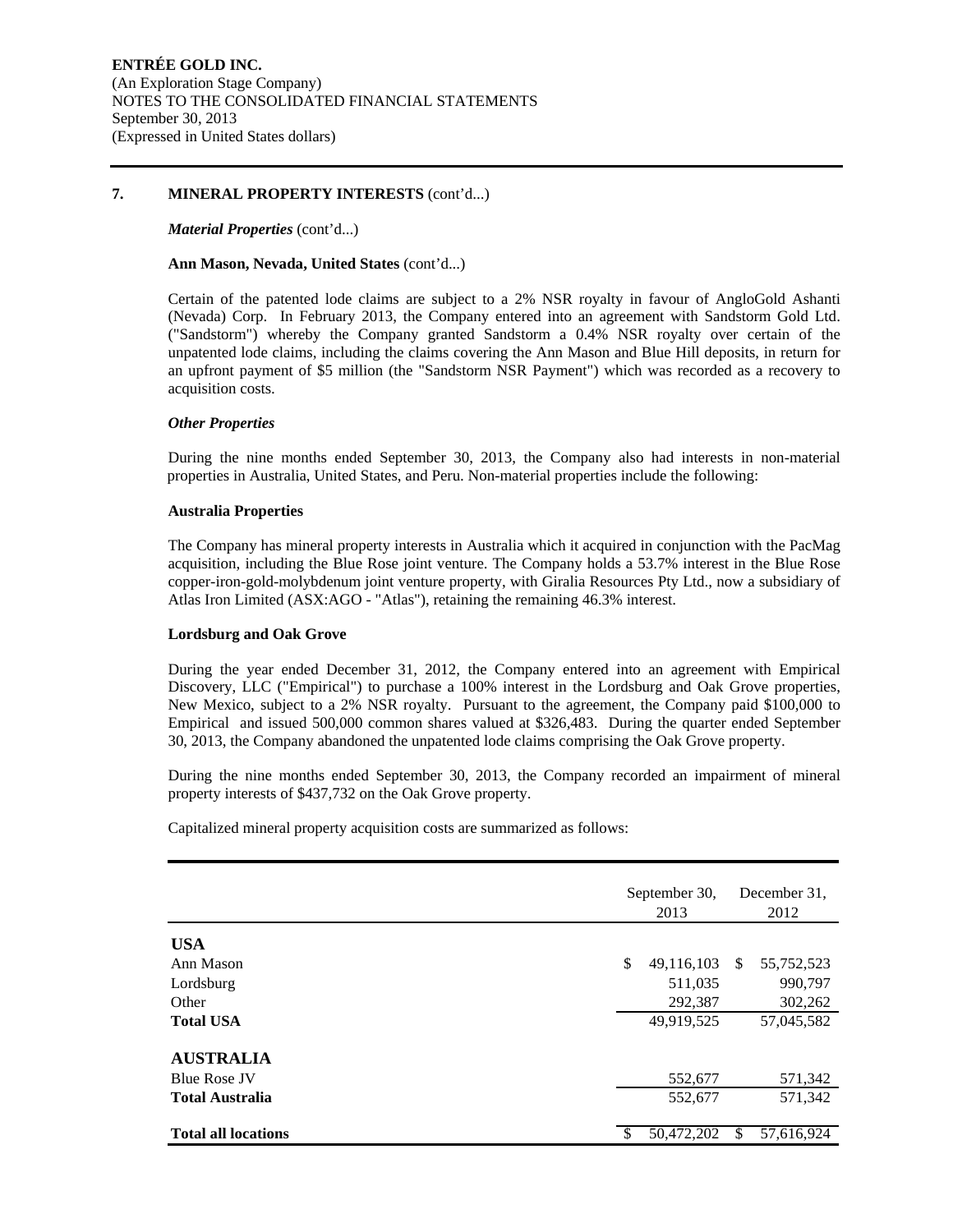## 7. MINERAL PROPERTY INTERESTS (cont'd...)

***Material Properties*** (cont'd...)

**Ann Mason, Nevada, United States** (cont'd...)

Certain of the patented lode claims are subject to a 2% NSR royalty in favour of AngloGold Ashanti (Nevada) Corp. In February 2013, the Company entered into an agreement with Sandstorm Gold Ltd. ("Sandstorm") whereby the Company granted Sandstorm a 0.4% NSR royalty over certain of the unpatented lode claims, including the claims covering the Ann Mason and Blue Hill deposits, in return for an upfront payment of $5 million (the "Sandstorm NSR Payment") which was recorded as a recovery to acquisition costs.

***Other Properties***

During the nine months ended September 30, 2013, the Company also had interests in non-material properties in Australia, United States, and Peru. Non-material properties include the following:

**Australia Properties**

The Company has mineral property interests in Australia which it acquired in conjunction with the PacMag acquisition, including the Blue Rose joint venture. The Company holds a 53.7% interest in the Blue Rose copper-iron-gold-molybdenum joint venture property, with Giralia Resources Pty Ltd., now a subsidiary of Atlas Iron Limited (ASX:AGO - "Atlas"), retaining the remaining 46.3% interest.

**Lordsburg and Oak Grove**

During the year ended December 31, 2012, the Company entered into an agreement with Empirical Discovery, LLC ("Empirical") to purchase a 100% interest in the Lordsburg and Oak Grove properties, New Mexico, subject to a 2% NSR royalty. Pursuant to the agreement, the Company paid $100,000 to Empirical and issued 500,000 common shares valued at $326,483. During the quarter ended September 30, 2013, the Company abandoned the unpatented lode claims comprising the Oak Grove property.

During the nine months ended September 30, 2013, the Company recorded an impairment of mineral property interests of $437,732 on the Oak Grove property.

Capitalized mineral property acquisition costs are summarized as follows:

| | September 30, 2013 | December 31, 2012 |
|---|---|---|
| **USA** | | |
| Ann Mason | $ 49,116,103 | $ 55,752,523 |
| Lordsburg | 511,035 | 990,797 |
| Other | 292,387 | 302,262 |
| **Total USA** | 49,919,525 | 57,045,582 |
| **AUSTRALIA** | | |
| Blue Rose JV | 552,677 | 571,342 |
| **Total Australia** | 552,677 | 571,342 |
| **Total all locations** | $ 50,472,202 | $ 57,616,924 |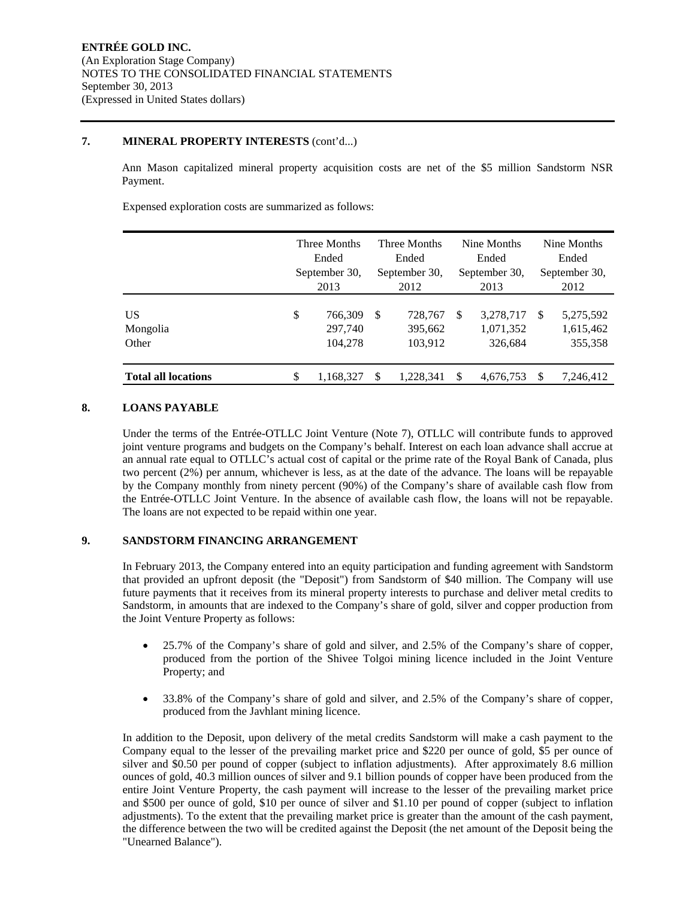### 7. MINERAL PROPERTY INTERESTS (cont'd...)

Ann Mason capitalized mineral property acquisition costs are net of the $5 million Sandstorm NSR Payment.

Expensed exploration costs are summarized as follows:

| | Three Months Ended September 30, 2013 | Three Months Ended September 30, 2012 | Nine Months Ended September 30, 2013 | Nine Months Ended September 30, 2012 |
|---|---|---|---|---|
| US | $ 766,309 | $ 728,767 | $ 3,278,717 | $ 5,275,592 |
| Mongolia | 297,740 | 395,662 | 1,071,352 | 1,615,462 |
| Other | 104,278 | 103,912 | 326,684 | 355,358 |
| **Total all locations** | $ 1,168,327 | $ 1,228,341 | $ 4,676,753 | $ 7,246,412 |

### 8. LOANS PAYABLE

Under the terms of the Entrée-OTLLC Joint Venture (Note 7), OTLLC will contribute funds to approved joint venture programs and budgets on the Company's behalf. Interest on each loan advance shall accrue at an annual rate equal to OTLLC's actual cost of capital or the prime rate of the Royal Bank of Canada, plus two percent (2%) per annum, whichever is less, as at the date of the advance. The loans will be repayable by the Company monthly from ninety percent (90%) of the Company's share of available cash flow from the Entrée-OTLLC Joint Venture. In the absence of available cash flow, the loans will not be repayable. The loans are not expected to be repaid within one year.

### 9. SANDSTORM FINANCING ARRANGEMENT

In February 2013, the Company entered into an equity participation and funding agreement with Sandstorm that provided an upfront deposit (the "Deposit") from Sandstorm of $40 million. The Company will use future payments that it receives from its mineral property interests to purchase and deliver metal credits to Sandstorm, in amounts that are indexed to the Company's share of gold, silver and copper production from the Joint Venture Property as follows:

- 25.7% of the Company's share of gold and silver, and 2.5% of the Company's share of copper, produced from the portion of the Shivee Tolgoi mining licence included in the Joint Venture Property; and
- 33.8% of the Company's share of gold and silver, and 2.5% of the Company's share of copper, produced from the Javhlant mining licence.

In addition to the Deposit, upon delivery of the metal credits Sandstorm will make a cash payment to the Company equal to the lesser of the prevailing market price and $220 per ounce of gold, $5 per ounce of silver and $0.50 per pound of copper (subject to inflation adjustments). After approximately 8.6 million ounces of gold, 40.3 million ounces of silver and 9.1 billion pounds of copper have been produced from the entire Joint Venture Property, the cash payment will increase to the lesser of the prevailing market price and $500 per ounce of gold, $10 per ounce of silver and $1.10 per pound of copper (subject to inflation adjustments). To the extent that the prevailing market price is greater than the amount of the cash payment, the difference between the two will be credited against the Deposit (the net amount of the Deposit being the "Unearned Balance").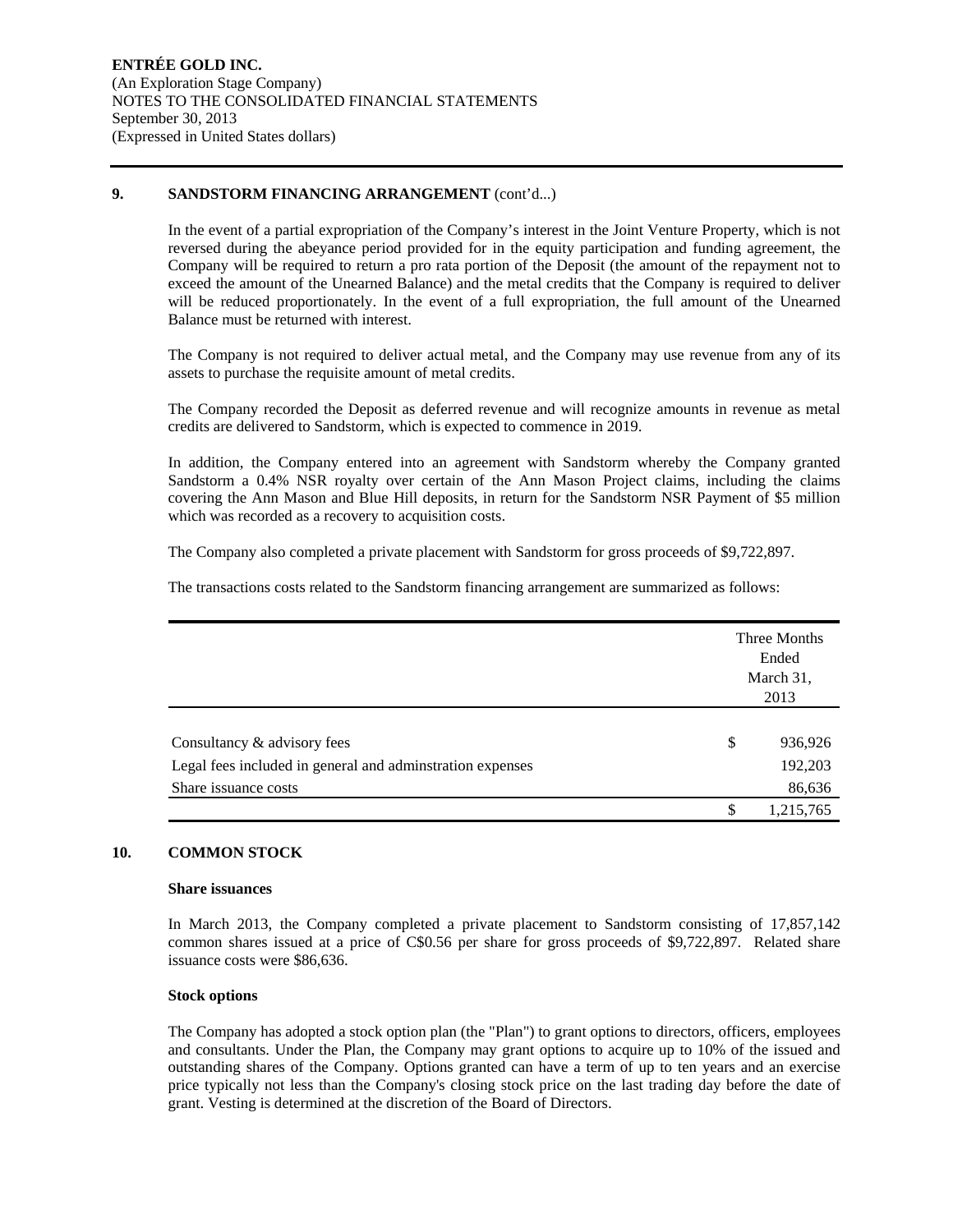### 9. SANDSTORM FINANCING ARRANGEMENT (cont'd...)

In the event of a partial expropriation of the Company's interest in the Joint Venture Property, which is not reversed during the abeyance period provided for in the equity participation and funding agreement, the Company will be required to return a pro rata portion of the Deposit (the amount of the repayment not to exceed the amount of the Unearned Balance) and the metal credits that the Company is required to deliver will be reduced proportionately. In the event of a full expropriation, the full amount of the Unearned Balance must be returned with interest.

The Company is not required to deliver actual metal, and the Company may use revenue from any of its assets to purchase the requisite amount of metal credits.

The Company recorded the Deposit as deferred revenue and will recognize amounts in revenue as metal credits are delivered to Sandstorm, which is expected to commence in 2019.

In addition, the Company entered into an agreement with Sandstorm whereby the Company granted Sandstorm a 0.4% NSR royalty over certain of the Ann Mason Project claims, including the claims covering the Ann Mason and Blue Hill deposits, in return for the Sandstorm NSR Payment of $5 million which was recorded as a recovery to acquisition costs.

The Company also completed a private placement with Sandstorm for gross proceeds of $9,722,897.

The transactions costs related to the Sandstorm financing arrangement are summarized as follows:

| | Three Months Ended March 31, 2013 |
|---|---|
| Consultancy & advisory fees | $ 936,926 |
| Legal fees included in general and adminstration expenses | 192,203 |
| Share issuance costs | 86,636 |
| | $ 1,215,765 |

### 10. COMMON STOCK

**Share issuances**

In March 2013, the Company completed a private placement to Sandstorm consisting of 17,857,142 common shares issued at a price of C$0.56 per share for gross proceeds of $9,722,897. Related share issuance costs were $86,636.

**Stock options**

The Company has adopted a stock option plan (the "Plan") to grant options to directors, officers, employees and consultants. Under the Plan, the Company may grant options to acquire up to 10% of the issued and outstanding shares of the Company. Options granted can have a term of up to ten years and an exercise price typically not less than the Company's closing stock price on the last trading day before the date of grant. Vesting is determined at the discretion of the Board of Directors.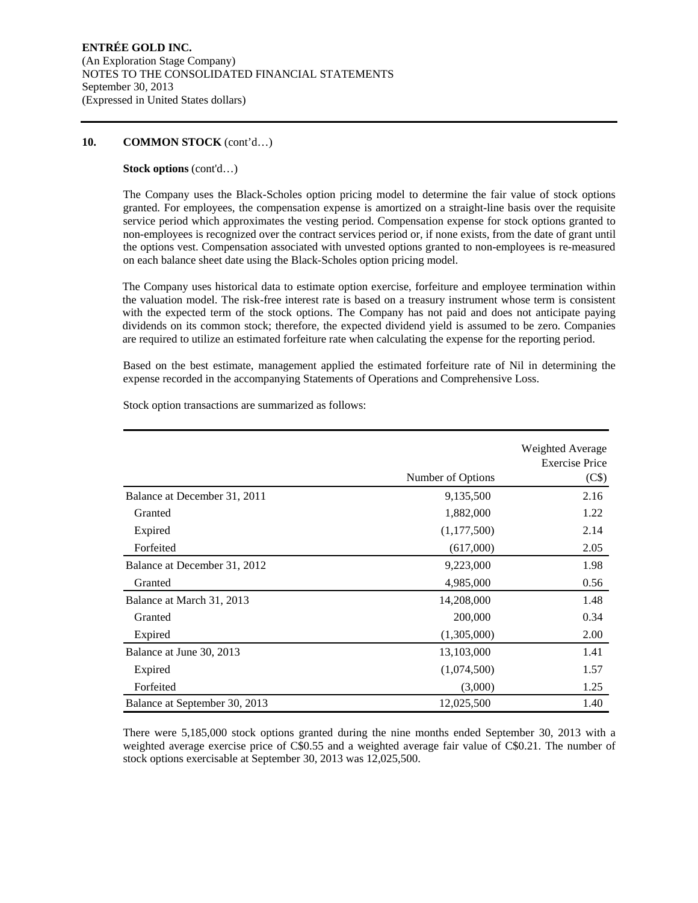**ENTRÉE GOLD INC.**
(An Exploration Stage Company)
NOTES TO THE CONSOLIDATED FINANCIAL STATEMENTS
September 30, 2013
(Expressed in United States dollars)

## 10. COMMON STOCK (cont'd…)

**Stock options** (cont'd…)

The Company uses the Black-Scholes option pricing model to determine the fair value of stock options granted. For employees, the compensation expense is amortized on a straight-line basis over the requisite service period which approximates the vesting period. Compensation expense for stock options granted to non-employees is recognized over the contract services period or, if none exists, from the date of grant until the options vest. Compensation associated with unvested options granted to non-employees is re-measured on each balance sheet date using the Black-Scholes option pricing model.

The Company uses historical data to estimate option exercise, forfeiture and employee termination within the valuation model. The risk-free interest rate is based on a treasury instrument whose term is consistent with the expected term of the stock options. The Company has not paid and does not anticipate paying dividends on its common stock; therefore, the expected dividend yield is assumed to be zero. Companies are required to utilize an estimated forfeiture rate when calculating the expense for the reporting period.

Based on the best estimate, management applied the estimated forfeiture rate of Nil in determining the expense recorded in the accompanying Statements of Operations and Comprehensive Loss.

Stock option transactions are summarized as follows:

| | Number of Options | Weighted Average Exercise Price (C$) |
|---|---|---|
| Balance at December 31, 2011 | 9,135,500 | 2.16 |
| Granted | 1,882,000 | 1.22 |
| Expired | (1,177,500) | 2.14 |
| Forfeited | (617,000) | 2.05 |
| Balance at December 31, 2012 | 9,223,000 | 1.98 |
| Granted | 4,985,000 | 0.56 |
| Balance at March 31, 2013 | 14,208,000 | 1.48 |
| Granted | 200,000 | 0.34 |
| Expired | (1,305,000) | 2.00 |
| Balance at June 30, 2013 | 13,103,000 | 1.41 |
| Expired | (1,074,500) | 1.57 |
| Forfeited | (3,000) | 1.25 |
| Balance at September 30, 2013 | 12,025,500 | 1.40 |

There were 5,185,000 stock options granted during the nine months ended September 30, 2013 with a weighted average exercise price of C$0.55 and a weighted average fair value of C$0.21. The number of stock options exercisable at September 30, 2013 was 12,025,500.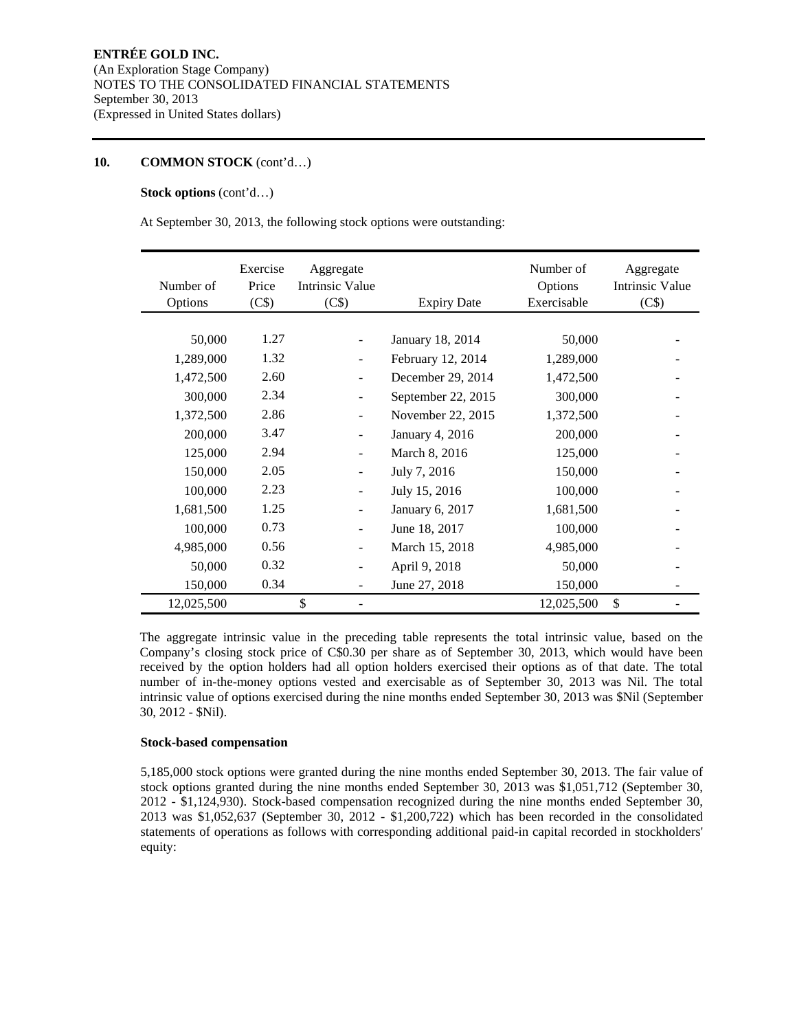**ENTRÉE GOLD INC.**
(An Exploration Stage Company)
NOTES TO THE CONSOLIDATED FINANCIAL STATEMENTS
September 30, 2013
(Expressed in United States dollars)

## 10. COMMON STOCK (cont'd…)

**Stock options** (cont'd…)

At September 30, 2013, the following stock options were outstanding:

| Number of Options | Exercise Price (C$) | Aggregate Intrinsic Value (C$) | Expiry Date | Number of Options Exercisable | Aggregate Intrinsic Value (C$) |
|---|---|---|---|---|---|
| 50,000 | 1.27 | - | January 18, 2014 | 50,000 | - |
| 1,289,000 | 1.32 | - | February 12, 2014 | 1,289,000 | - |
| 1,472,500 | 2.60 | - | December 29, 2014 | 1,472,500 | - |
| 300,000 | 2.34 | - | September 22, 2015 | 300,000 | - |
| 1,372,500 | 2.86 | - | November 22, 2015 | 1,372,500 | - |
| 200,000 | 3.47 | - | January 4, 2016 | 200,000 | - |
| 125,000 | 2.94 | - | March 8, 2016 | 125,000 | - |
| 150,000 | 2.05 | - | July 7, 2016 | 150,000 | - |
| 100,000 | 2.23 | - | July 15, 2016 | 100,000 | - |
| 1,681,500 | 1.25 | - | January 6, 2017 | 1,681,500 | - |
| 100,000 | 0.73 | - | June 18, 2017 | 100,000 | - |
| 4,985,000 | 0.56 | - | March 15, 2018 | 4,985,000 | - |
| 50,000 | 0.32 | - | April 9, 2018 | 50,000 | - |
| 150,000 | 0.34 | - | June 27, 2018 | 150,000 | - |
| 12,025,500 | | $ - | | 12,025,500 | $ - |

The aggregate intrinsic value in the preceding table represents the total intrinsic value, based on the Company's closing stock price of C$0.30 per share as of September 30, 2013, which would have been received by the option holders had all option holders exercised their options as of that date. The total number of in-the-money options vested and exercisable as of September 30, 2013 was Nil. The total intrinsic value of options exercised during the nine months ended September 30, 2013 was $Nil (September 30, 2012 - $Nil).

**Stock-based compensation**

5,185,000 stock options were granted during the nine months ended September 30, 2013. The fair value of stock options granted during the nine months ended September 30, 2013 was $1,051,712 (September 30, 2012 - $1,124,930). Stock-based compensation recognized during the nine months ended September 30, 2013 was $1,052,637 (September 30, 2012 - $1,200,722) which has been recorded in the consolidated statements of operations as follows with corresponding additional paid-in capital recorded in stockholders' equity: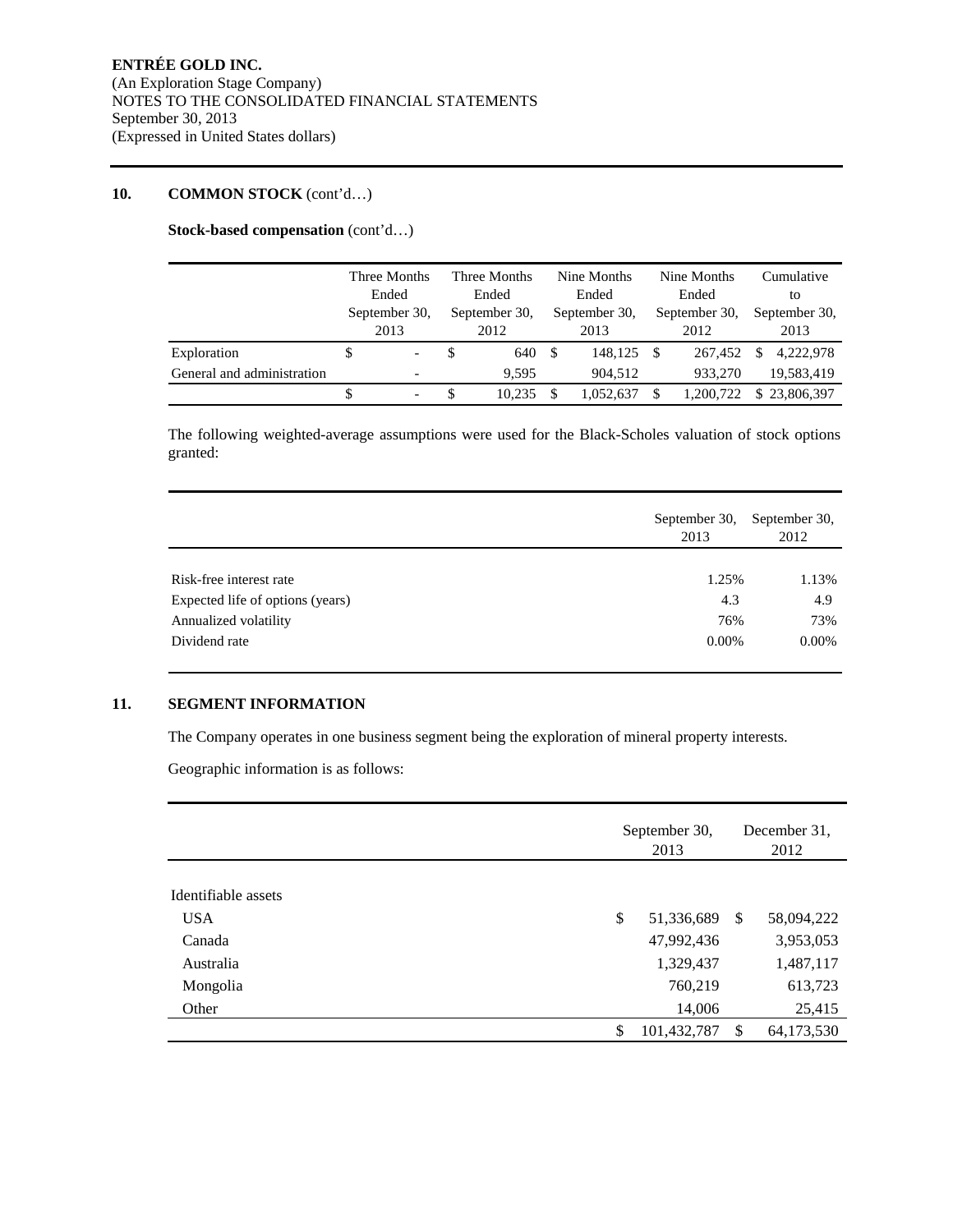**ENTRÉE GOLD INC.**
(An Exploration Stage Company)
NOTES TO THE CONSOLIDATED FINANCIAL STATEMENTS
September 30, 2013
(Expressed in United States dollars)

## 10. COMMON STOCK (cont'd…)

### Stock-based compensation (cont'd…)

| | Three Months Ended September 30, 2013 | Three Months Ended September 30, 2012 | Nine Months Ended September 30, 2013 | Nine Months Ended September 30, 2012 | Cumulative to September 30, 2013 |
|---|---|---|---|---|---|
| Exploration | $ - | $ 640 | $ 148,125 | $ 267,452 | $ 4,222,978 |
| General and administration | - | 9,595 | 904,512 | 933,270 | 19,583,419 |
| | $ - | $ 10,235 | $ 1,052,637 | $ 1,200,722 | $ 23,806,397 |

The following weighted-average assumptions were used for the Black-Scholes valuation of stock options granted:

| | September 30, 2013 | September 30, 2012 |
|---|---|---|
| Risk-free interest rate | 1.25% | 1.13% |
| Expected life of options (years) | 4.3 | 4.9 |
| Annualized volatility | 76% | 73% |
| Dividend rate | 0.00% | 0.00% |

## 11. SEGMENT INFORMATION

The Company operates in one business segment being the exploration of mineral property interests.

Geographic information is as follows:

| | September 30, 2013 | December 31, 2012 |
|---|---|---|
| Identifiable assets | | |
| USA | $ 51,336,689 | $ 58,094,222 |
| Canada | 47,992,436 | 3,953,053 |
| Australia | 1,329,437 | 1,487,117 |
| Mongolia | 760,219 | 613,723 |
| Other | 14,006 | 25,415 |
| | $ 101,432,787 | $ 64,173,530 |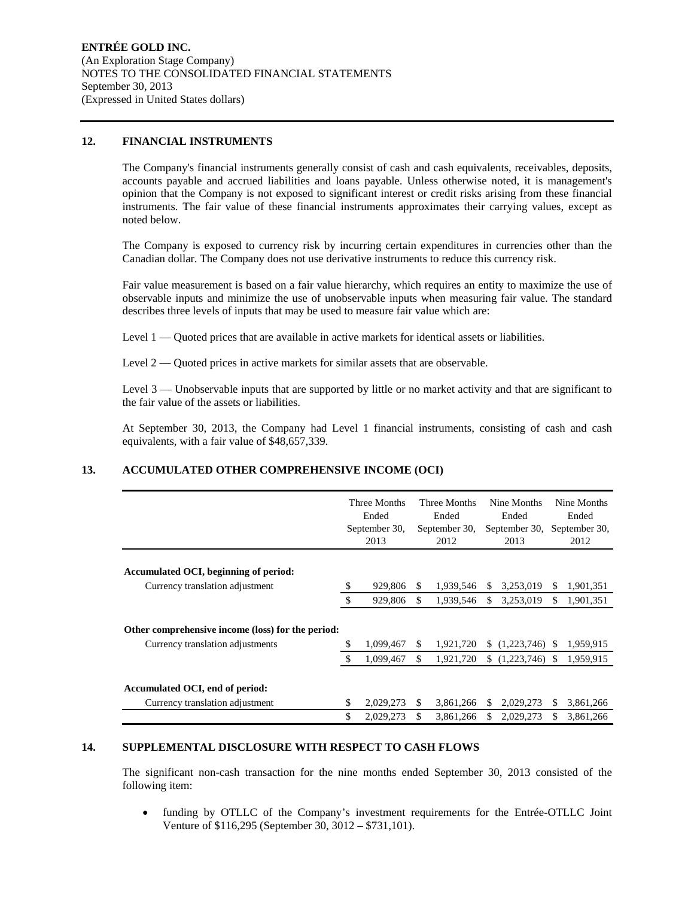## 12. FINANCIAL INSTRUMENTS

The Company's financial instruments generally consist of cash and cash equivalents, receivables, deposits, accounts payable and accrued liabilities and loans payable. Unless otherwise noted, it is management's opinion that the Company is not exposed to significant interest or credit risks arising from these financial instruments. The fair value of these financial instruments approximates their carrying values, except as noted below.

The Company is exposed to currency risk by incurring certain expenditures in currencies other than the Canadian dollar. The Company does not use derivative instruments to reduce this currency risk.

Fair value measurement is based on a fair value hierarchy, which requires an entity to maximize the use of observable inputs and minimize the use of unobservable inputs when measuring fair value. The standard describes three levels of inputs that may be used to measure fair value which are:

Level 1 — Quoted prices that are available in active markets for identical assets or liabilities.

Level 2 — Quoted prices in active markets for similar assets that are observable.

Level 3 — Unobservable inputs that are supported by little or no market activity and that are significant to the fair value of the assets or liabilities.

At September 30, 2013, the Company had Level 1 financial instruments, consisting of cash and cash equivalents, with a fair value of $48,657,339.

## 13. ACCUMULATED OTHER COMPREHENSIVE INCOME (OCI)

| | Three Months Ended September 30, 2013 | Three Months Ended September 30, 2012 | Nine Months Ended September 30, 2013 | Nine Months Ended September 30, 2012 |
|---|---|---|---|---|
| **Accumulated OCI, beginning of period:** | | | | |
| Currency translation adjustment | $ 929,806 | $ 1,939,546 | $ 3,253,019 | $ 1,901,351 |
| | $ 929,806 | $ 1,939,546 | $ 3,253,019 | $ 1,901,351 |
| **Other comprehensive income (loss) for the period:** | | | | |
| Currency translation adjustments | $ 1,099,467 | $ 1,921,720 | $ (1,223,746) | $ 1,959,915 |
| | $ 1,099,467 | $ 1,921,720 | $ (1,223,746) | $ 1,959,915 |
| **Accumulated OCI, end of period:** | | | | |
| Currency translation adjustment | $ 2,029,273 | $ 3,861,266 | $ 2,029,273 | $ 3,861,266 |
| | $ 2,029,273 | $ 3,861,266 | $ 2,029,273 | $ 3,861,266 |

## 14. SUPPLEMENTAL DISCLOSURE WITH RESPECT TO CASH FLOWS

The significant non-cash transaction for the nine months ended September 30, 2013 consisted of the following item:

- funding by OTLLC of the Company's investment requirements for the Entrée-OTLLC Joint Venture of $116,295 (September 30, 3012 – $731,101).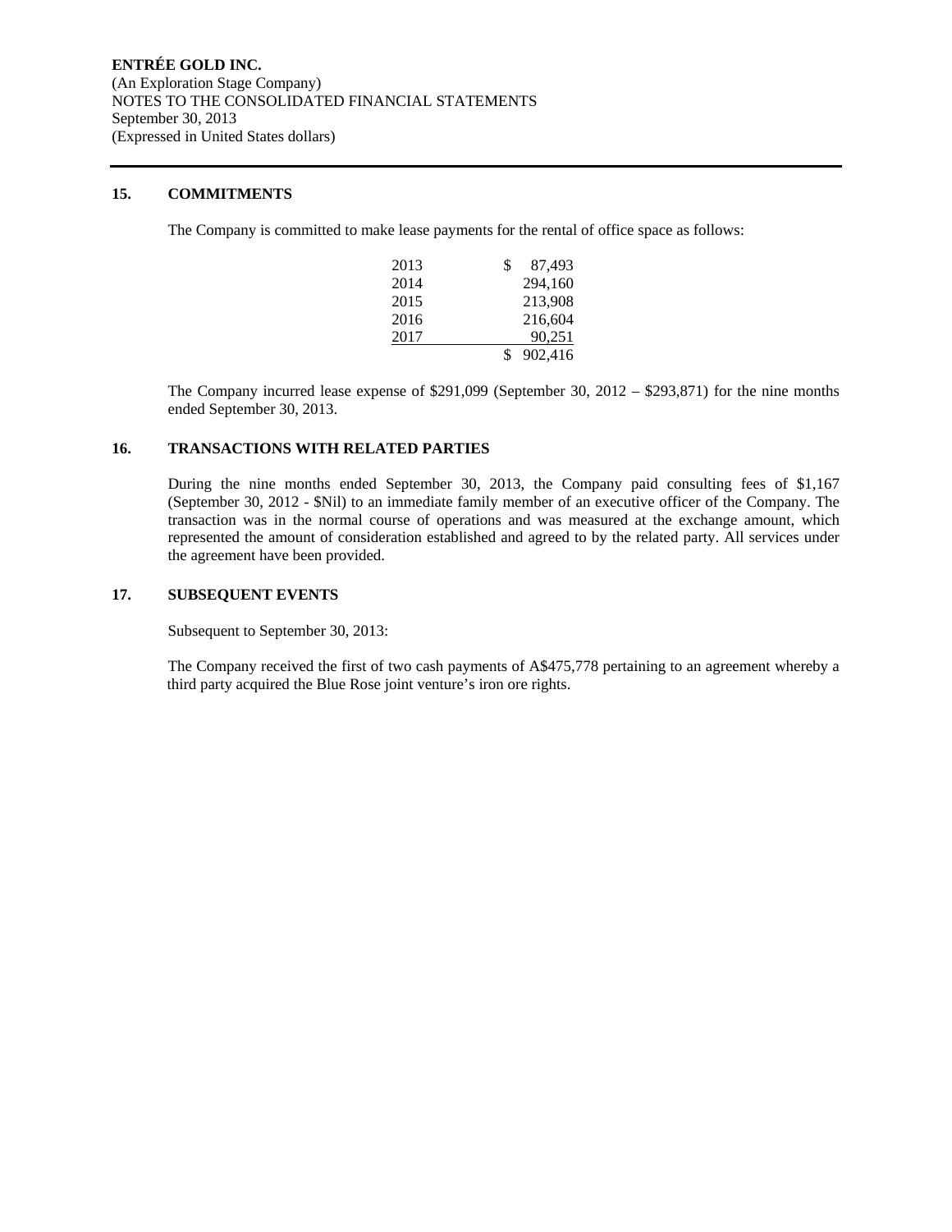**ENTRÉE GOLD INC.**
(An Exploration Stage Company)
NOTES TO THE CONSOLIDATED FINANCIAL STATEMENTS
September 30, 2013
(Expressed in United States dollars)

## 15. COMMITMENTS

The Company is committed to make lease payments for the rental of office space as follows:

| | |
|---|---|
| 2013 | $ 87,493 |
| 2014 | 294,160 |
| 2015 | 213,908 |
| 2016 | 216,604 |
| 2017 | 90,251 |
| | $ 902,416 |

The Company incurred lease expense of $291,099 (September 30, 2012 – $293,871) for the nine months ended September 30, 2013.

## 16. TRANSACTIONS WITH RELATED PARTIES

During the nine months ended September 30, 2013, the Company paid consulting fees of $1,167 (September 30, 2012 - $Nil) to an immediate family member of an executive officer of the Company. The transaction was in the normal course of operations and was measured at the exchange amount, which represented the amount of consideration established and agreed to by the related party. All services under the agreement have been provided.

## 17. SUBSEQUENT EVENTS

Subsequent to September 30, 2013:

The Company received the first of two cash payments of A$475,778 pertaining to an agreement whereby a third party acquired the Blue Rose joint venture's iron ore rights.